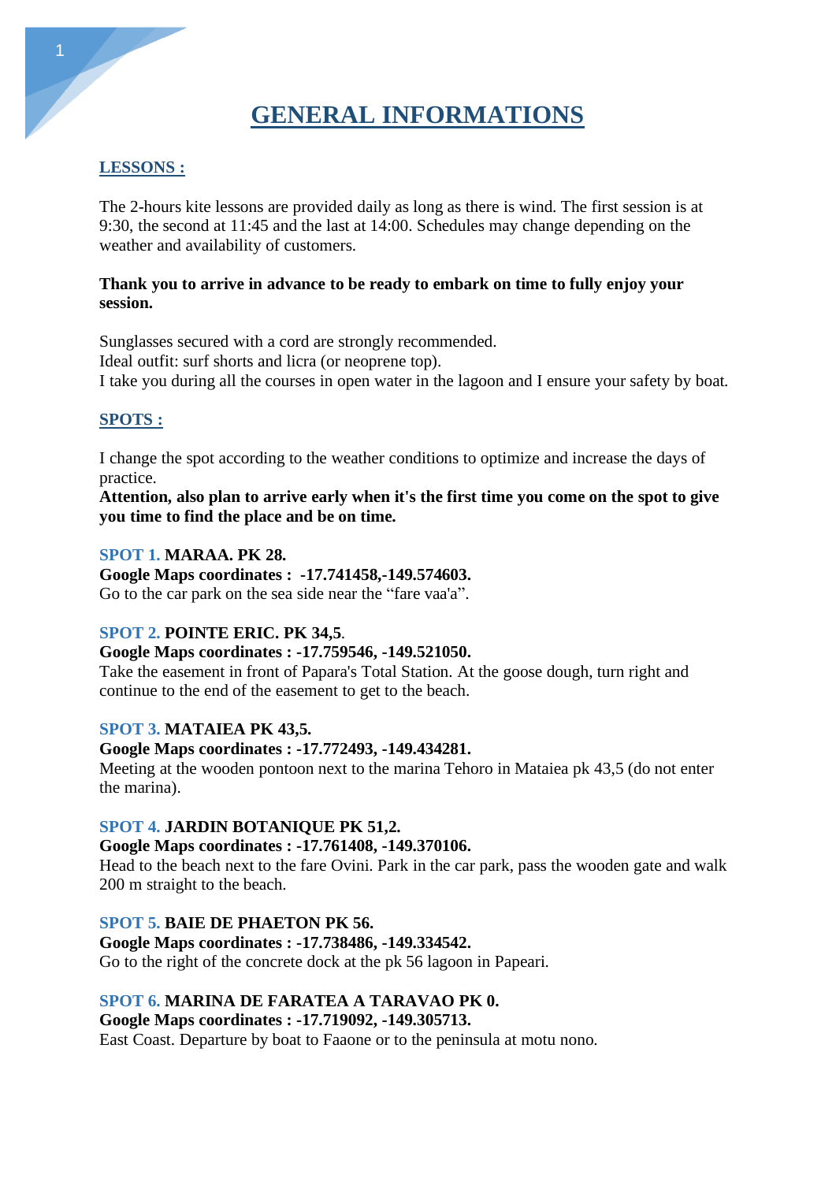# GENERAL INFORMATIONS

## LESSONS :

The 2-hours kite lessons are provided daily as long as there is wind. The first session is at 9:30, the second at 11:45 and the last at 14:00. Schedules may change depending on the weather and availability of customers.

**Thank you to arrive in advance to be ready to embark on time to fully enjoy your session.**

Sunglasses secured with a cord are strongly recommended.
Ideal outfit: surf shorts and licra (or neoprene top).
I take you during all the courses in open water in the lagoon and I ensure your safety by boat.

## SPOTS :

I change the spot according to the weather conditions to optimize and increase the days of practice.
**Attention, also plan to arrive early when it's the first time you come on the spot to give you time to find the place and be on time.**

SPOT 1. **MARAA. PK 28.**
**Google Maps coordinates : -17.741458,-149.574603.**
Go to the car park on the sea side near the "fare vaa'a".

SPOT 2. **POINTE ERIC. PK 34,5**.
**Google Maps coordinates : -17.759546, -149.521050.**
Take the easement in front of Papara's Total Station. At the goose dough, turn right and continue to the end of the easement to get to the beach.

SPOT 3. **MATAIEA PK 43,5.**
**Google Maps coordinates : -17.772493, -149.434281.**
Meeting at the wooden pontoon next to the marina Tehoro in Mataiea pk 43,5 (do not enter the marina).

SPOT 4. **JARDIN BOTANIQUE PK 51,2.**
**Google Maps coordinates : -17.761408, -149.370106.**
Head to the beach next to the fare Ovini. Park in the car park, pass the wooden gate and walk 200 m straight to the beach.

SPOT 5. **BAIE DE PHAETON PK 56.**
**Google Maps coordinates : -17.738486, -149.334542.**
Go to the right of the concrete dock at the pk 56 lagoon in Papeari.

SPOT 6. **MARINA DE FARATEA A TARAVAO PK 0.**
**Google Maps coordinates : -17.719092, -149.305713.**
East Coast. Departure by boat to Faaone or to the peninsula at motu nono.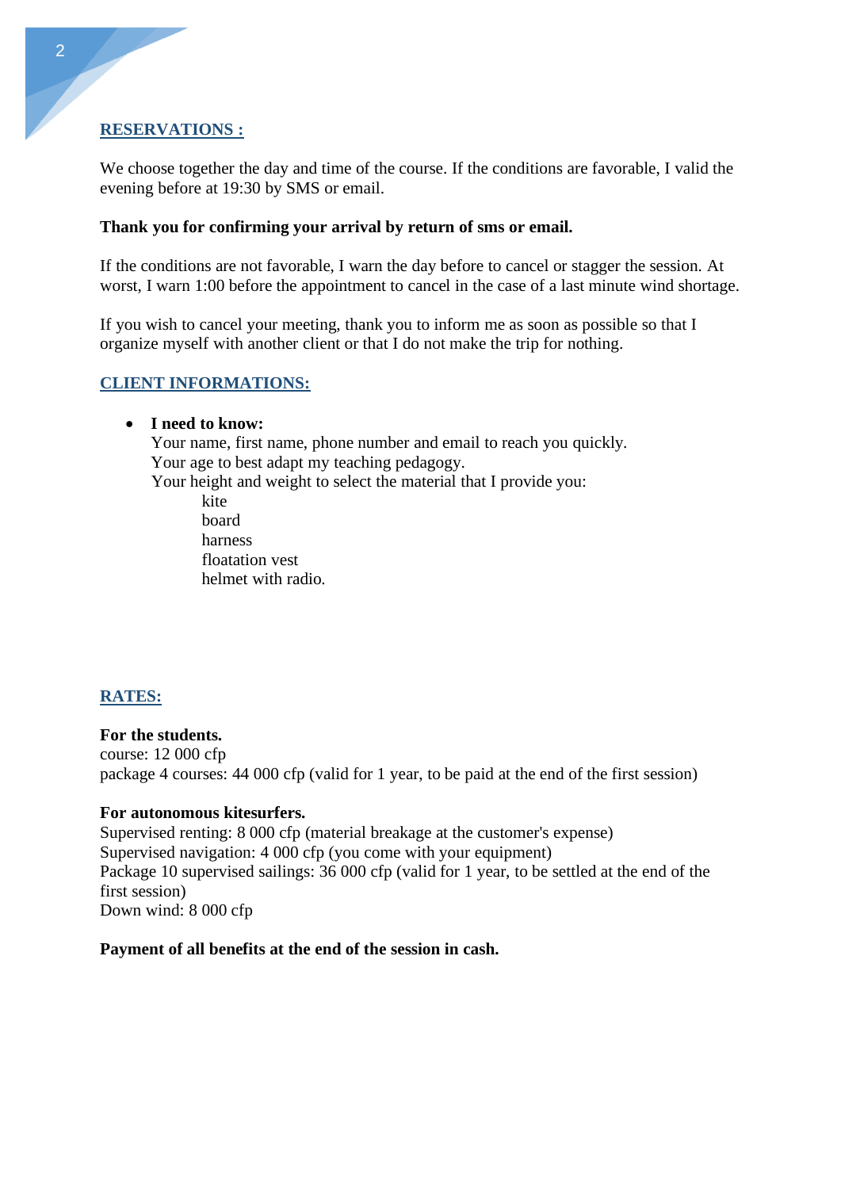## RESERVATIONS :

We choose together the day and time of the course. If the conditions are favorable, I valid the evening before at 19:30 by SMS or email.

**Thank you for confirming your arrival by return of sms or email.**

If the conditions are not favorable, I warn the day before to cancel or stagger the session. At worst, I warn 1:00 before the appointment to cancel in the case of a last minute wind shortage.

If you wish to cancel your meeting, thank you to inform me as soon as possible so that I organize myself with another client or that I do not make the trip for nothing.

## CLIENT INFORMATIONS:

- **I need to know:**
  Your name, first name, phone number and email to reach you quickly.
  Your age to best adapt my teaching pedagogy.
  Your height and weight to select the material that I provide you:
  - kite
  - board
  - harness
  - floatation vest
  - helmet with radio.

## RATES:

**For the students.**
course: 12 000 cfp
package 4 courses: 44 000 cfp (valid for 1 year, to be paid at the end of the first session)

**For autonomous kitesurfers.**
Supervised renting: 8 000 cfp (material breakage at the customer's expense)
Supervised navigation: 4 000 cfp (you come with your equipment)
Package 10 supervised sailings: 36 000 cfp (valid for 1 year, to be settled at the end of the first session)
Down wind: 8 000 cfp

**Payment of all benefits at the end of the session in cash.**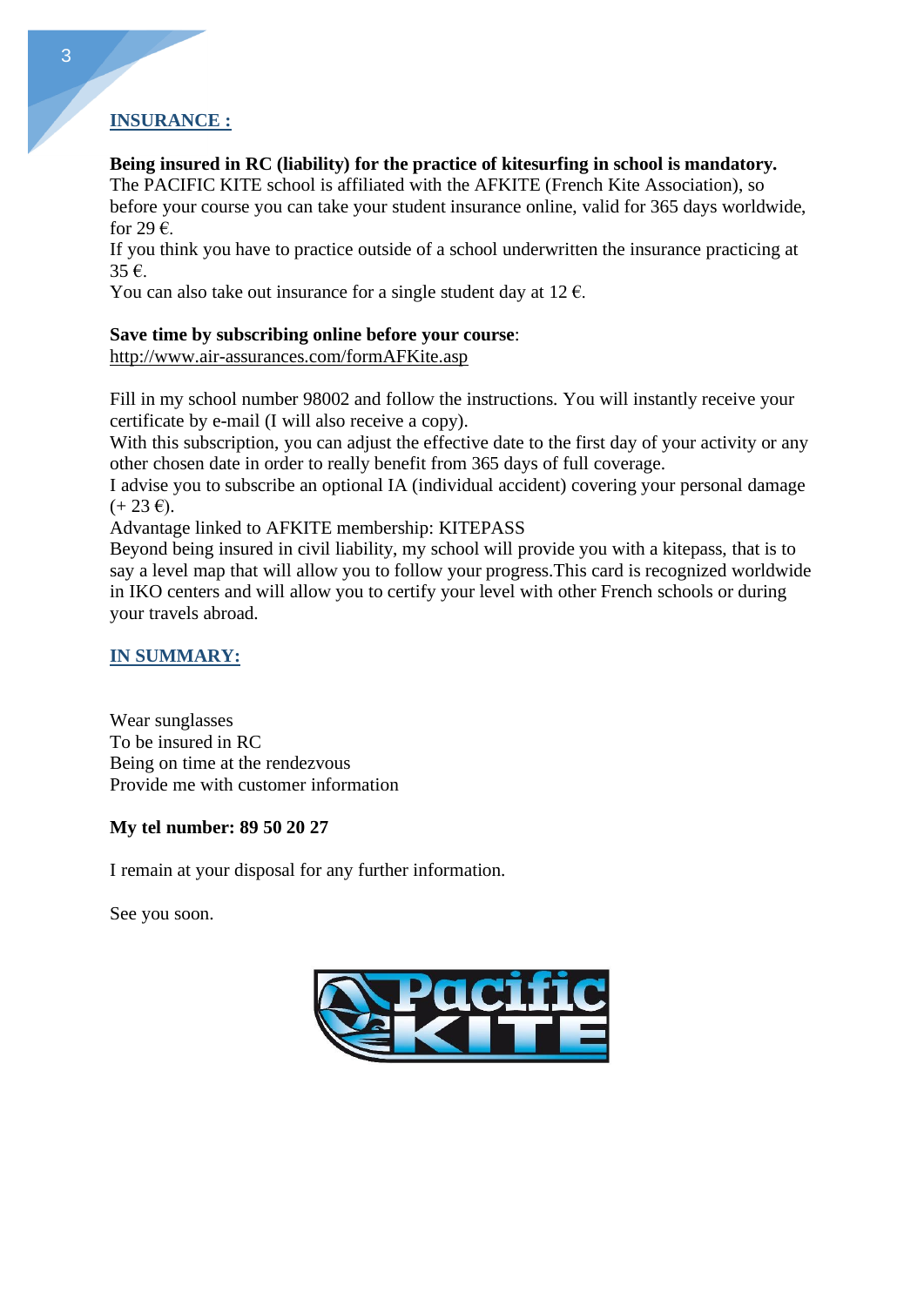## INSURANCE :

**Being insured in RC (liability) for the practice of kitesurfing in school is mandatory.**
The PACIFIC KITE school is affiliated with the AFKITE (French Kite Association), so before your course you can take your student insurance online, valid for 365 days worldwide, for 29 €.
If you think you have to practice outside of a school underwritten the insurance practicing at 35 €.
You can also take out insurance for a single student day at 12 €.

**Save time by subscribing online before your course**:
http://www.air-assurances.com/formAFKite.asp

Fill in my school number 98002 and follow the instructions. You will instantly receive your certificate by e-mail (I will also receive a copy).
With this subscription, you can adjust the effective date to the first day of your activity or any other chosen date in order to really benefit from 365 days of full coverage.
I advise you to subscribe an optional IA (individual accident) covering your personal damage (+ 23 €).
Advantage linked to AFKITE membership: KITEPASS
Beyond being insured in civil liability, my school will provide you with a kitepass, that is to say a level map that will allow you to follow your progress.This card is recognized worldwide in IKO centers and will allow you to certify your level with other French schools or during your travels abroad.

## IN SUMMARY:

Wear sunglasses
To be insured in RC
Being on time at the rendezvous
Provide me with customer information

**My tel number: 89 50 20 27**

I remain at your disposal for any further information.

See you soon.

Pacific KITE